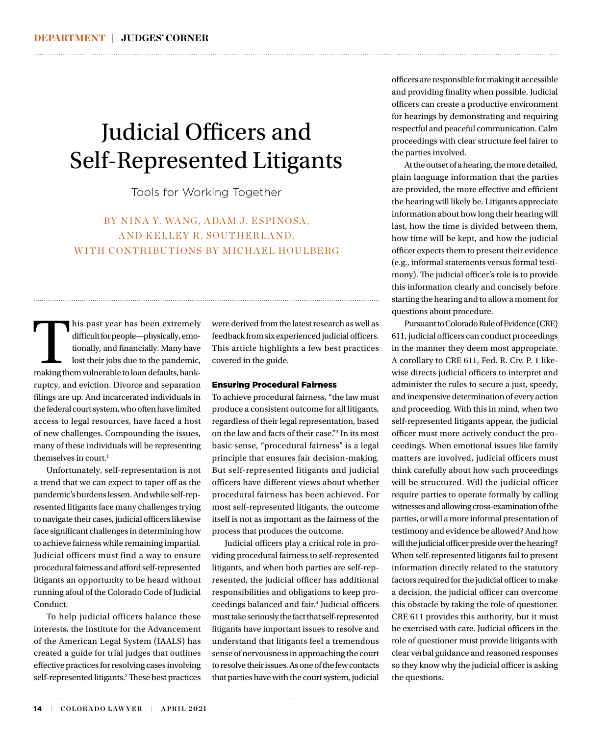# Judicial Officers and Self-Represented Litigants

Tools for Working Together

BY NINA Y. WANG, ADAM J. ESPINOSA, AND KELLEY R. SOUTHERLAND, WITH CONTRIBUTIONS BY MICHAEL HOULBERG

This past year has been extremely difficult for people—physically, emotionally, and financially. Many have lost their jobs due to the pandemic, making them vulnerable to loan defaults, bankruptcy, and eviction. Divorce and separation filings are up. And incarcerated individuals in the federal court system, who often have limited access to legal resources, have faced a host of new challenges. Compounding the issues, many of these individuals will be representing themselves in court.[1]

Unfortunately, self-representation is not a trend that we can expect to taper off as the pandemic's burdens lessen. And while self-represented litigants face many challenges trying to navigate their cases, judicial officers likewise face significant challenges in determining how to achieve fairness while remaining impartial. Judicial officers must find a way to ensure procedural fairness and afford self-represented litigants an opportunity to be heard without running afoul of the Colorado Code of Judicial Conduct.

To help judicial officers balance these interests, the Institute for the Advancement of the American Legal System (IAALS) has created a guide for trial judges that outlines effective practices for resolving cases involving self-represented litigants.[2] These best practices were derived from the latest research as well as feedback from six experienced judicial officers. This article highlights a few best practices covered in the guide.

## Ensuring Procedural Fairness

To achieve procedural fairness, "the law must produce a consistent outcome for all litigants, regardless of their legal representation, based on the law and facts of their case."[3] In its most basic sense, "procedural fairness" is a legal principle that ensures fair decision-making. But self-represented litigants and judicial officers have different views about whether procedural fairness has been achieved. For most self-represented litigants, the outcome itself is not as important as the fairness of the process that produces the outcome.

Judicial officers play a critical role in providing procedural fairness to self-represented litigants, and when both parties are self-represented, the judicial officer has additional responsibilities and obligations to keep proceedings balanced and fair.[4] Judicial officers must take seriously the fact that self-represented litigants have important issues to resolve and understand that litigants feel a tremendous sense of nervousness in approaching the court to resolve their issues. As one of the few contacts that parties have with the court system, judicial officers are responsible for making it accessible and providing finality when possible. Judicial officers can create a productive environment for hearings by demonstrating and requiring respectful and peaceful communication. Calm proceedings with clear structure feel fairer to the parties involved.

At the outset of a hearing, the more detailed, plain language information that the parties are provided, the more effective and efficient the hearing will likely be. Litigants appreciate information about how long their hearing will last, how the time is divided between them, how time will be kept, and how the judicial officer expects them to present their evidence (e.g., informal statements versus formal testimony). The judicial officer's role is to provide this information clearly and concisely before starting the hearing and to allow a moment for questions about procedure.

Pursuant to Colorado Rule of Evidence (CRE) 611, judicial officers can conduct proceedings in the manner they deem most appropriate. A corollary to CRE 611, Fed. R. Civ. P. 1 likewise directs judicial officers to interpret and administer the rules to secure a just, speedy, and inexpensive determination of every action and proceeding. With this in mind, when two self-represented litigants appear, the judicial officer must more actively conduct the proceedings. When emotional issues like family matters are involved, judicial officers must think carefully about how such proceedings will be structured. Will the judicial officer require parties to operate formally by calling witnesses and allowing cross-examination of the parties, or will a more informal presentation of testimony and evidence be allowed? And how will the judicial officer preside over the hearing? When self-represented litigants fail to present information directly related to the statutory factors required for the judicial officer to make a decision, the judicial officer can overcome this obstacle by taking the role of questioner. CRE 611 provides this authority, but it must be exercised with care. Judicial officers in the role of questioner must provide litigants with clear verbal guidance and reasoned responses so they know why the judicial officer is asking the questions.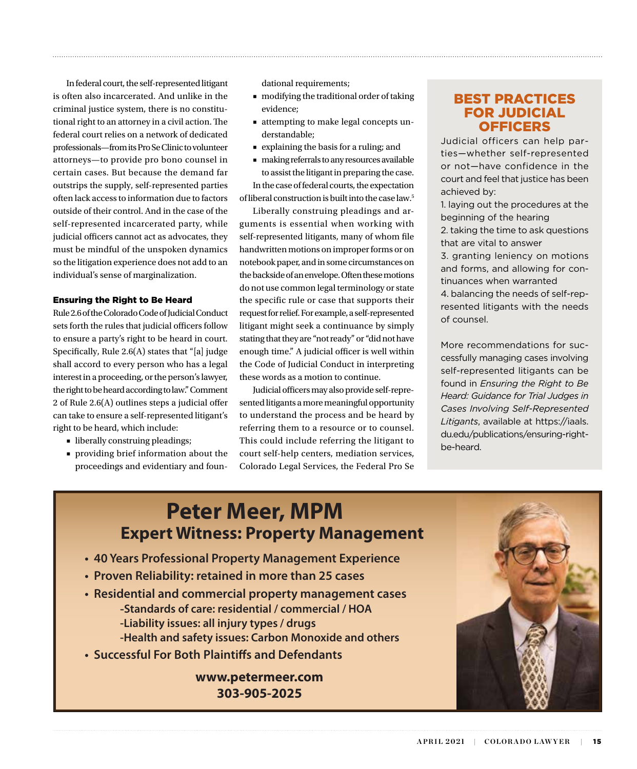In federal court, the self-represented litigant is often also incarcerated. And unlike in the criminal justice system, there is no constitutional right to an attorney in a civil action. The federal court relies on a network of dedicated professionals—from its Pro Se Clinic to volunteer attorneys—to provide pro bono counsel in certain cases. But because the demand far outstrips the supply, self-represented parties often lack access to information due to factors outside of their control. And in the case of the self-represented incarcerated party, while judicial officers cannot act as advocates, they must be mindful of the unspoken dynamics so the litigation experience does not add to an individual's sense of marginalization.

#### Ensuring the Right to Be Heard

Rule 2.6 of the Colorado Code of Judicial Conduct sets forth the rules that judicial officers follow to ensure a party's right to be heard in court. Specifically, Rule 2.6(A) states that "[a] judge shall accord to every person who has a legal interest in a proceeding, or the person's lawyer, the right to be heard according to law." Comment 2 of Rule 2.6(A) outlines steps a judicial offer can take to ensure a self-represented litigant's right to be heard, which include:

- liberally construing pleadings;
- providing brief information about the proceedings and evidentiary and foundational requirements;
- modifying the traditional order of taking evidence;
- attempting to make legal concepts understandable;
- explaining the basis for a ruling; and
- making referrals to any resources available to assist the litigant in preparing the case.

In the case of federal courts, the expectation of liberal construction is built into the case law.[5]

Liberally construing pleadings and arguments is essential when working with self-represented litigants, many of whom file handwritten motions on improper forms or on notebook paper, and in some circumstances on the backside of an envelope. Often these motions do not use common legal terminology or state the specific rule or case that supports their request for relief. For example, a self-represented litigant might seek a continuance by simply stating that they are "not ready" or "did not have enough time." A judicial officer is well within the Code of Judicial Conduct in interpreting these words as a motion to continue.

Judicial officers may also provide self-represented litigants a more meaningful opportunity to understand the process and be heard by referring them to a resource or to counsel. This could include referring the litigant to court self-help centers, mediation services, Colorado Legal Services, the Federal Pro Se

## BEST PRACTICES FOR JUDICIAL OFFICERS

Judicial officers can help parties—whether self-represented or not—have confidence in the court and feel that justice has been achieved by:

1. laying out the procedures at the beginning of the hearing
2. taking the time to ask questions that are vital to answer
3. granting leniency on motions and forms, and allowing for continuances when warranted
4. balancing the needs of self-represented litigants with the needs of counsel.

More recommendations for successfully managing cases involving self-represented litigants can be found in *Ensuring the Right to Be Heard: Guidance for Trial Judges in Cases Involving Self-Represented Litigants*, available at https://iaals.du.edu/publications/ensuring-right-be-heard.

---

# Peter Meer, MPM

## Expert Witness: Property Management

- **40 Years Professional Property Management Experience**
- **Proven Reliability: retained in more than 25 cases**
- **Residential and commercial property management cases**
  - -Standards of care: residential / commercial / HOA
  - -Liability issues: all injury types / drugs
  - -Health and safety issues: Carbon Monoxide and others
- **Successful For Both Plaintiffs and Defendants**

**www.petermeer.com**
**303-905-2025**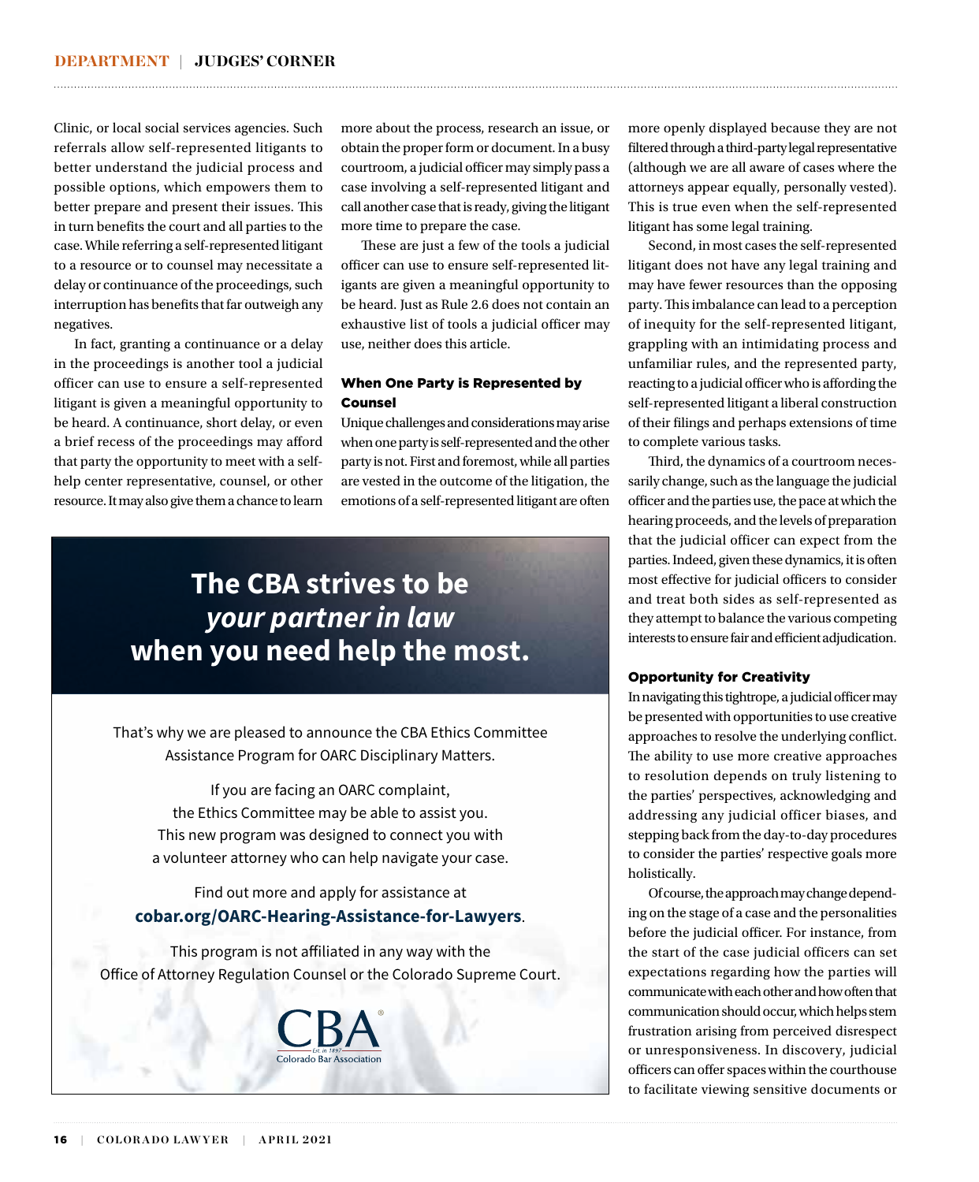Clinic, or local social services agencies. Such referrals allow self-represented litigants to better understand the judicial process and possible options, which empowers them to better prepare and present their issues. This in turn benefits the court and all parties to the case. While referring a self-represented litigant to a resource or to counsel may necessitate a delay or continuance of the proceedings, such interruption has benefits that far outweigh any negatives.

In fact, granting a continuance or a delay in the proceedings is another tool a judicial officer can use to ensure a self-represented litigant is given a meaningful opportunity to be heard. A continuance, short delay, or even a brief recess of the proceedings may afford that party the opportunity to meet with a self-help center representative, counsel, or other resource. It may also give them a chance to learn more about the process, research an issue, or obtain the proper form or document. In a busy courtroom, a judicial officer may simply pass a case involving a self-represented litigant and call another case that is ready, giving the litigant more time to prepare the case.

These are just a few of the tools a judicial officer can use to ensure self-represented litigants are given a meaningful opportunity to be heard. Just as Rule 2.6 does not contain an exhaustive list of tools a judicial officer may use, neither does this article.

### When One Party is Represented by Counsel

Unique challenges and considerations may arise when one party is self-represented and the other party is not. First and foremost, while all parties are vested in the outcome of the litigation, the emotions of a self-represented litigant are often more openly displayed because they are not filtered through a third-party legal representative (although we are all aware of cases where the attorneys appear equally, personally vested). This is true even when the self-represented litigant has some legal training.

Second, in most cases the self-represented litigant does not have any legal training and may have fewer resources than the opposing party. This imbalance can lead to a perception of inequity for the self-represented litigant, grappling with an intimidating process and unfamiliar rules, and the represented party, reacting to a judicial officer who is affording the self-represented litigant a liberal construction of their filings and perhaps extensions of time to complete various tasks.

Third, the dynamics of a courtroom necessarily change, such as the language the judicial officer and the parties use, the pace at which the hearing proceeds, and the levels of preparation that the judicial officer can expect from the parties. Indeed, given these dynamics, it is often most effective for judicial officers to consider and treat both sides as self-represented as they attempt to balance the various competing interests to ensure fair and efficient adjudication.

### Opportunity for Creativity

In navigating this tightrope, a judicial officer may be presented with opportunities to use creative approaches to resolve the underlying conflict. The ability to use more creative approaches to resolution depends on truly listening to the parties' perspectives, acknowledging and addressing any judicial officer biases, and stepping back from the day-to-day procedures to consider the parties' respective goals more holistically.

Of course, the approach may change depending on the stage of a case and the personalities before the judicial officer. For instance, from the start of the case judicial officers can set expectations regarding how the parties will communicate with each other and how often that communication should occur, which helps stem frustration arising from perceived disrespect or unresponsiveness. In discovery, judicial officers can offer spaces within the courthouse to facilitate viewing sensitive documents or

---

## The CBA strives to be *your partner in law* when you need help the most.

That's why we are pleased to announce the CBA Ethics Committee Assistance Program for OARC Disciplinary Matters.

If you are facing an OARC complaint, the Ethics Committee may be able to assist you. This new program was designed to connect you with a volunteer attorney who can help navigate your case.

Find out more and apply for assistance at **cobar.org/OARC-Hearing-Assistance-for-Lawyers**.

This program is not affiliated in any way with the Office of Attorney Regulation Counsel or the Colorado Supreme Court.

CBA® Est. in 1897 Colorado Bar Association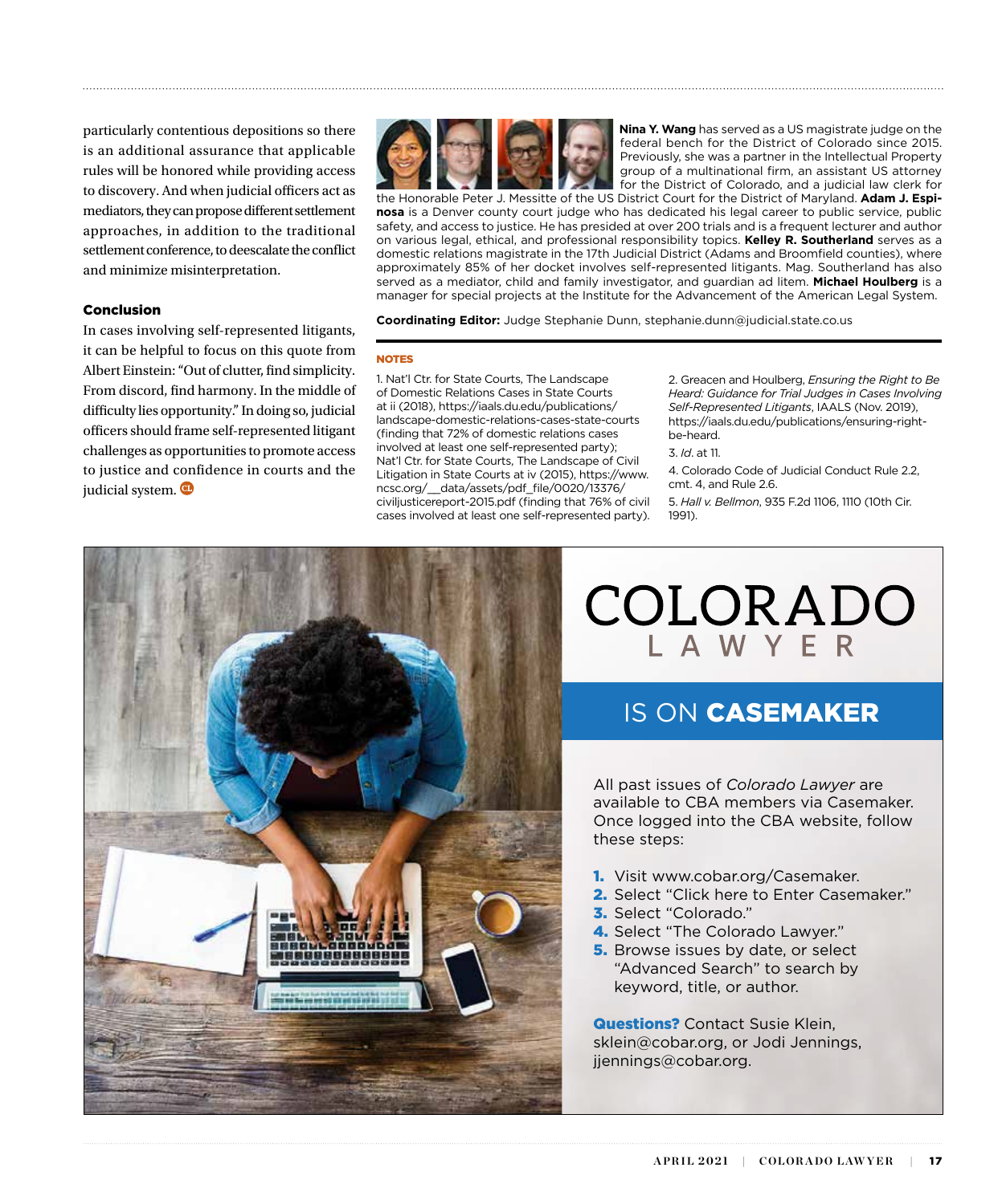particularly contentious depositions so there is an additional assurance that applicable rules will be honored while providing access to discovery. And when judicial officers act as mediators, they can propose different settlement approaches, in addition to the traditional settlement conference, to deescalate the conflict and minimize misinterpretation.

### Conclusion

In cases involving self-represented litigants, it can be helpful to focus on this quote from Albert Einstein: "Out of clutter, find simplicity. From discord, find harmony. In the middle of difficulty lies opportunity." In doing so, judicial officers should frame self-represented litigant challenges as opportunities to promote access to justice and confidence in courts and the judicial system.

**Nina Y. Wang** has served as a US magistrate judge on the federal bench for the District of Colorado since 2015. Previously, she was a partner in the Intellectual Property group of a multinational firm, an assistant US attorney for the District of Colorado, and a judicial law clerk for the Honorable Peter J. Messitte of the US District Court for the District of Maryland. **Adam J. Espinosa** is a Denver county court judge who has dedicated his legal career to public service, public safety, and access to justice. He has presided at over 200 trials and is a frequent lecturer and author on various legal, ethical, and professional responsibility topics. **Kelley R. Southerland** serves as a domestic relations magistrate in the 17th Judicial District (Adams and Broomfield counties), where approximately 85% of her docket involves self-represented litigants. Mag. Southerland has also served as a mediator, child and family investigator, and guardian ad litem. **Michael Houlberg** is a manager for special projects at the Institute for the Advancement of the American Legal System.

**Coordinating Editor:** Judge Stephanie Dunn, stephanie.dunn@judicial.state.co.us

#### NOTES

1. Nat'l Ctr. for State Courts, The Landscape of Domestic Relations Cases in State Courts at ii (2018), https://iaals.du.edu/publications/landscape-domestic-relations-cases-state-courts (finding that 72% of domestic relations cases involved at least one self-represented party); Nat'l Ctr. for State Courts, The Landscape of Civil Litigation in State Courts at iv (2015), https://www.ncsc.org/__data/assets/pdf_file/0020/13376/civiljusticereport-2015.pdf (finding that 76% of civil cases involved at least one self-represented party).

2. Greacen and Houlberg, *Ensuring the Right to Be Heard: Guidance for Trial Judges in Cases Involving Self-Represented Litigants*, IAALS (Nov. 2019), https://iaals.du.edu/publications/ensuring-right-be-heard.

3. *Id*. at 11.

4. Colorado Code of Judicial Conduct Rule 2.2, cmt. 4, and Rule 2.6.

5. *Hall v. Bellmon*, 935 F.2d 1106, 1110 (10th Cir. 1991).

# COLORADO LAWYER

## IS ON **CASEMAKER**

All past issues of *Colorado Lawyer* are available to CBA members via Casemaker. Once logged into the CBA website, follow these steps:

1. Visit www.cobar.org/Casemaker.
2. Select "Click here to Enter Casemaker."
3. Select "Colorado."
4. Select "The Colorado Lawyer."
5. Browse issues by date, or select "Advanced Search" to search by keyword, title, or author.

**Questions?** Contact Susie Klein, sklein@cobar.org, or Jodi Jennings, jjennings@cobar.org.